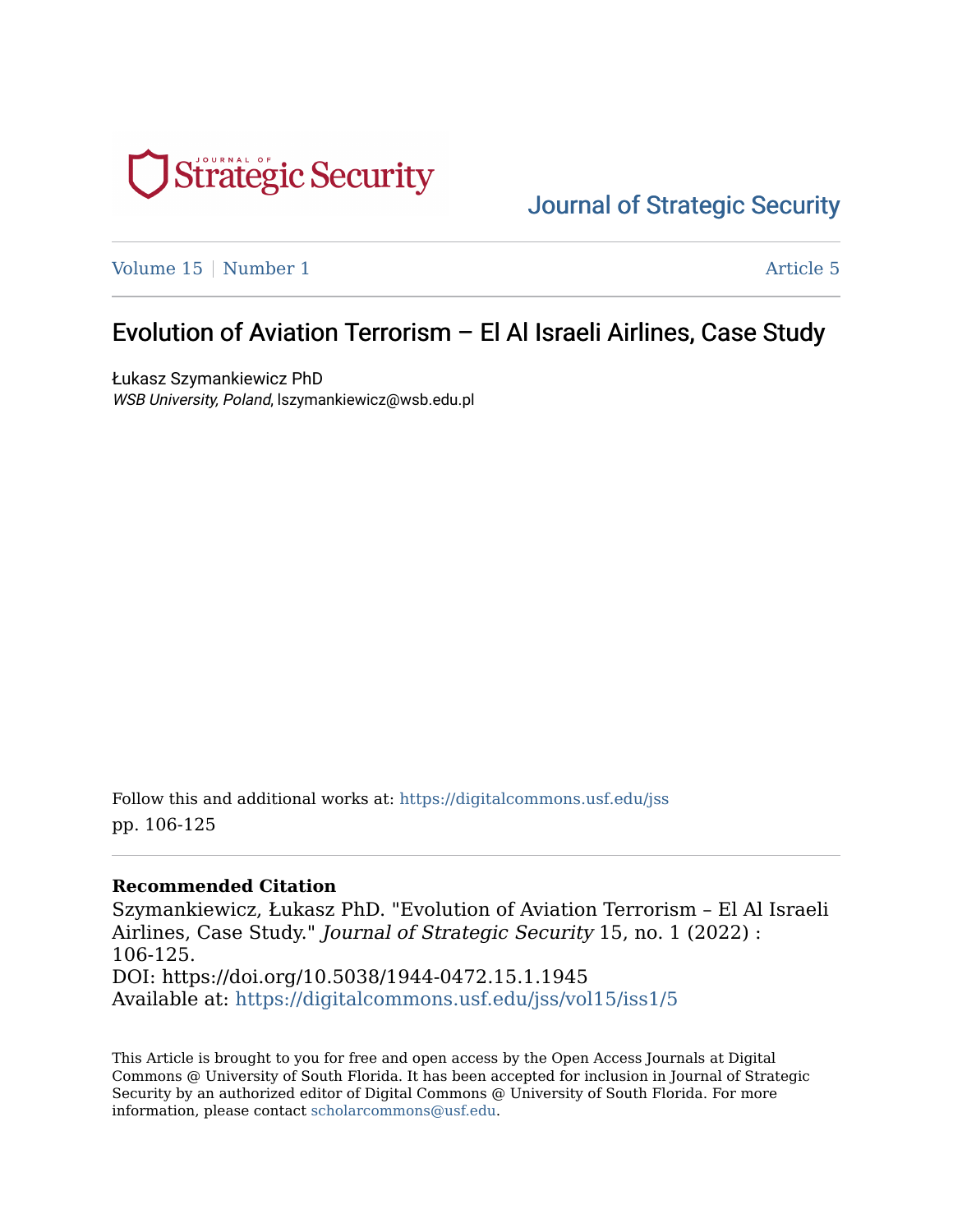# Journal of Strategic Security

Volume 15 | Number 1 — Article 5

## Evolution of Aviation Terrorism – El Al Israeli Airlines, Case Study

Łukasz Szymankiewicz PhD
*WSB University, Poland*, lszymankiewicz@wsb.edu.pl

Follow this and additional works at: https://digitalcommons.usf.edu/jss
pp. 106-125

**Recommended Citation**
Szymankiewicz, Łukasz PhD. "Evolution of Aviation Terrorism – El Al Israeli Airlines, Case Study." *Journal of Strategic Security* 15, no. 1 (2022) : 106-125.
DOI: https://doi.org/10.5038/1944-0472.15.1.1945
Available at: https://digitalcommons.usf.edu/jss/vol15/iss1/5

This Article is brought to you for free and open access by the Open Access Journals at Digital Commons @ University of South Florida. It has been accepted for inclusion in Journal of Strategic Security by an authorized editor of Digital Commons @ University of South Florida. For more information, please contact scholarcommons@usf.edu.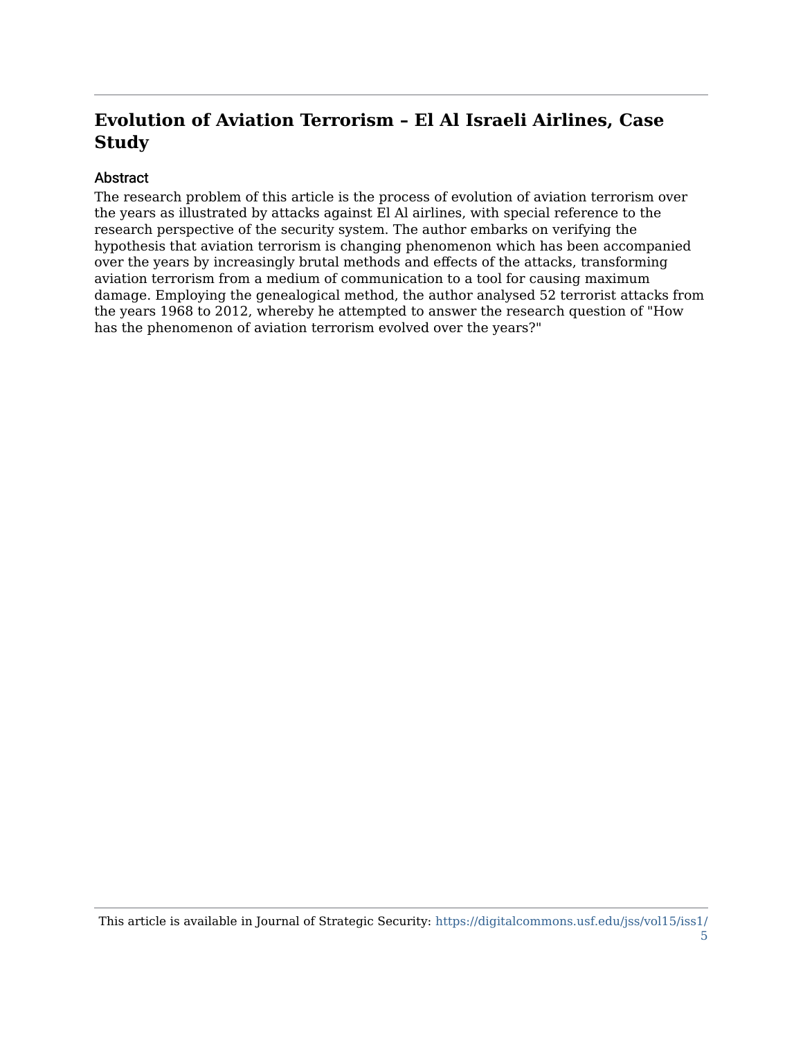# Evolution of Aviation Terrorism – El Al Israeli Airlines, Case Study

## Abstract

The research problem of this article is the process of evolution of aviation terrorism over the years as illustrated by attacks against El Al airlines, with special reference to the research perspective of the security system. The author embarks on verifying the hypothesis that aviation terrorism is changing phenomenon which has been accompanied over the years by increasingly brutal methods and effects of the attacks, transforming aviation terrorism from a medium of communication to a tool for causing maximum damage. Employing the genealogical method, the author analysed 52 terrorist attacks from the years 1968 to 2012, whereby he attempted to answer the research question of "How has the phenomenon of aviation terrorism evolved over the years?"

This article is available in Journal of Strategic Security: https://digitalcommons.usf.edu/jss/vol15/iss1/5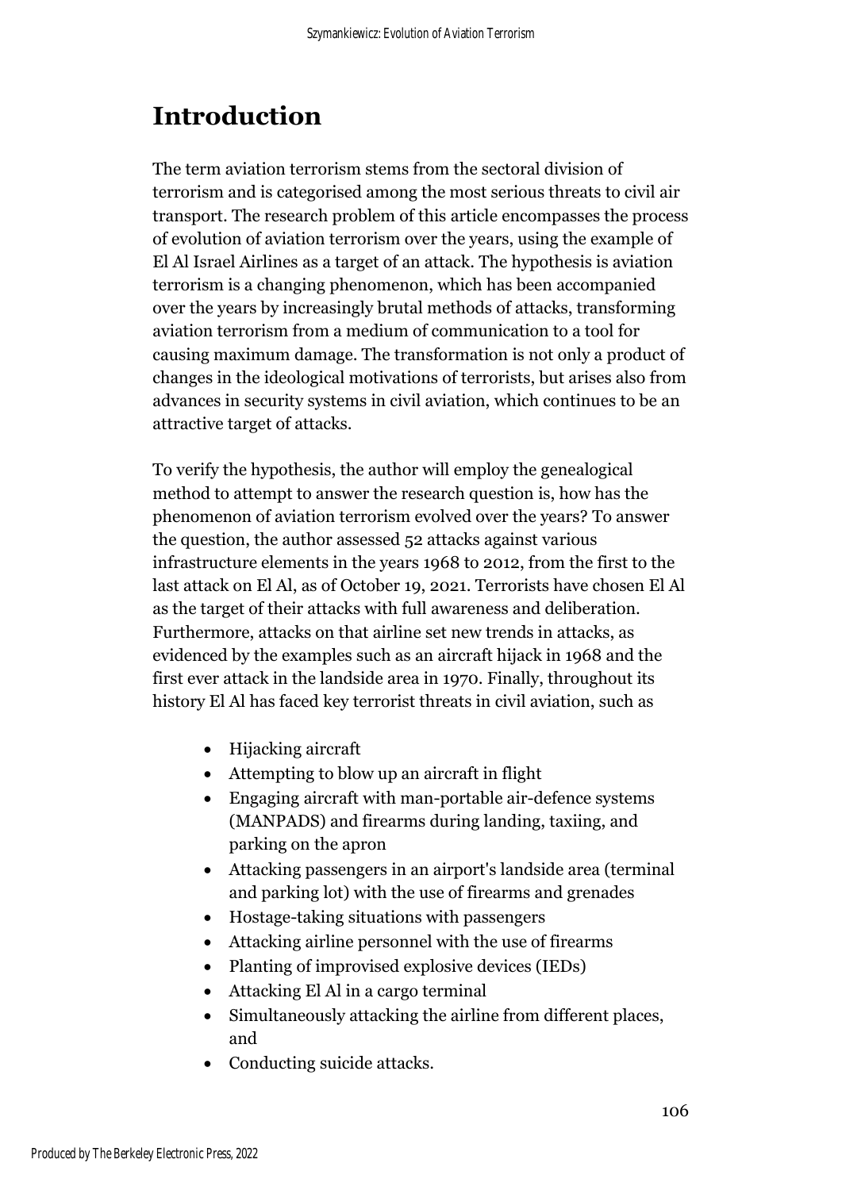# Introduction

The term aviation terrorism stems from the sectoral division of terrorism and is categorised among the most serious threats to civil air transport. The research problem of this article encompasses the process of evolution of aviation terrorism over the years, using the example of El Al Israel Airlines as a target of an attack. The hypothesis is aviation terrorism is a changing phenomenon, which has been accompanied over the years by increasingly brutal methods of attacks, transforming aviation terrorism from a medium of communication to a tool for causing maximum damage. The transformation is not only a product of changes in the ideological motivations of terrorists, but arises also from advances in security systems in civil aviation, which continues to be an attractive target of attacks.

To verify the hypothesis, the author will employ the genealogical method to attempt to answer the research question is, how has the phenomenon of aviation terrorism evolved over the years? To answer the question, the author assessed 52 attacks against various infrastructure elements in the years 1968 to 2012, from the first to the last attack on El Al, as of October 19, 2021. Terrorists have chosen El Al as the target of their attacks with full awareness and deliberation. Furthermore, attacks on that airline set new trends in attacks, as evidenced by the examples such as an aircraft hijack in 1968 and the first ever attack in the landside area in 1970. Finally, throughout its history El Al has faced key terrorist threats in civil aviation, such as

- Hijacking aircraft
- Attempting to blow up an aircraft in flight
- Engaging aircraft with man-portable air-defence systems (MANPADS) and firearms during landing, taxiing, and parking on the apron
- Attacking passengers in an airport's landside area (terminal and parking lot) with the use of firearms and grenades
- Hostage-taking situations with passengers
- Attacking airline personnel with the use of firearms
- Planting of improvised explosive devices (IEDs)
- Attacking El Al in a cargo terminal
- Simultaneously attacking the airline from different places, and
- Conducting suicide attacks.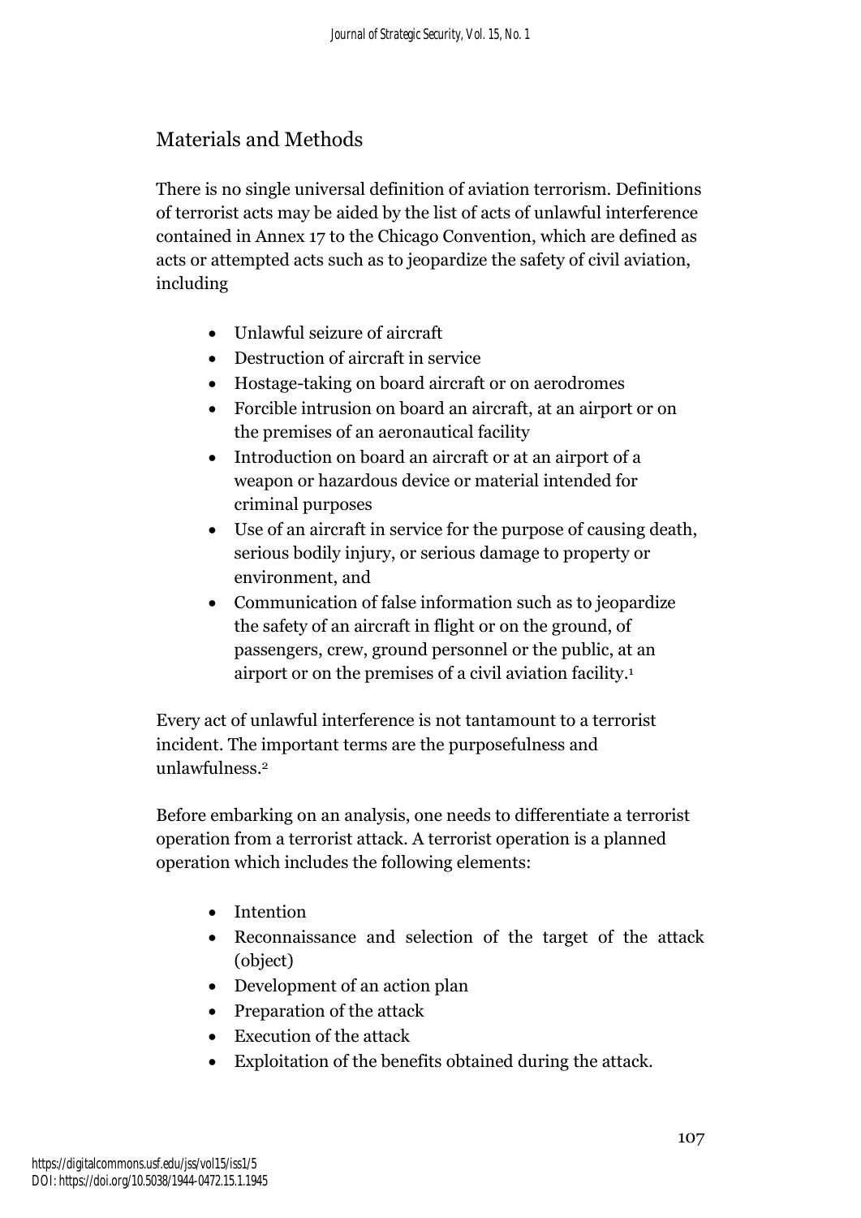## Materials and Methods

There is no single universal definition of aviation terrorism. Definitions of terrorist acts may be aided by the list of acts of unlawful interference contained in Annex 17 to the Chicago Convention, which are defined as acts or attempted acts such as to jeopardize the safety of civil aviation, including

- Unlawful seizure of aircraft
- Destruction of aircraft in service
- Hostage-taking on board aircraft or on aerodromes
- Forcible intrusion on board an aircraft, at an airport or on the premises of an aeronautical facility
- Introduction on board an aircraft or at an airport of a weapon or hazardous device or material intended for criminal purposes
- Use of an aircraft in service for the purpose of causing death, serious bodily injury, or serious damage to property or environment, and
- Communication of false information such as to jeopardize the safety of an aircraft in flight or on the ground, of passengers, crew, ground personnel or the public, at an airport or on the premises of a civil aviation facility.[1]

Every act of unlawful interference is not tantamount to a terrorist incident. The important terms are the purposefulness and unlawfulness.[2]

Before embarking on an analysis, one needs to differentiate a terrorist operation from a terrorist attack. A terrorist operation is a planned operation which includes the following elements:

- Intention
- Reconnaissance and selection of the target of the attack (object)
- Development of an action plan
- Preparation of the attack
- Execution of the attack
- Exploitation of the benefits obtained during the attack.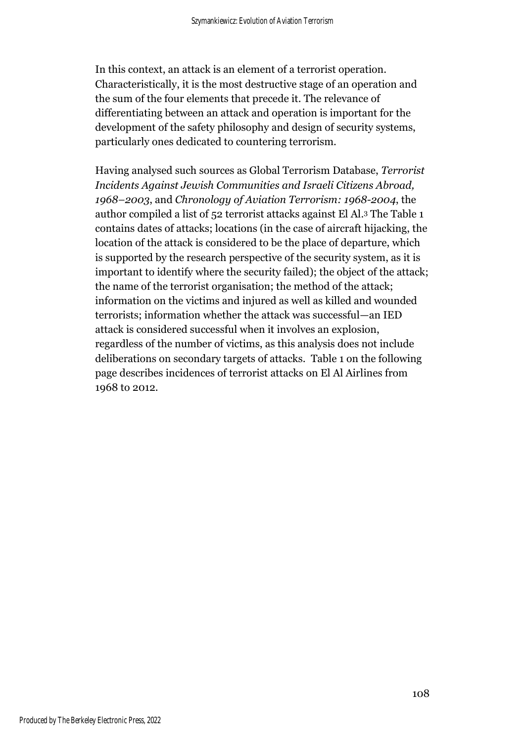In this context, an attack is an element of a terrorist operation. Characteristically, it is the most destructive stage of an operation and the sum of the four elements that precede it. The relevance of differentiating between an attack and operation is important for the development of the safety philosophy and design of security systems, particularly ones dedicated to countering terrorism.

Having analysed such sources as Global Terrorism Database, *Terrorist Incidents Against Jewish Communities and Israeli Citizens Abroad, 1968–2003*, and *Chronology of Aviation Terrorism: 1968-2004*, the author compiled a list of 52 terrorist attacks against El Al.[3] The Table 1 contains dates of attacks; locations (in the case of aircraft hijacking, the location of the attack is considered to be the place of departure, which is supported by the research perspective of the security system, as it is important to identify where the security failed); the object of the attack; the name of the terrorist organisation; the method of the attack; information on the victims and injured as well as killed and wounded terrorists; information whether the attack was successful—an IED attack is considered successful when it involves an explosion, regardless of the number of victims, as this analysis does not include deliberations on secondary targets of attacks. Table 1 on the following page describes incidences of terrorist attacks on El Al Airlines from 1968 to 2012.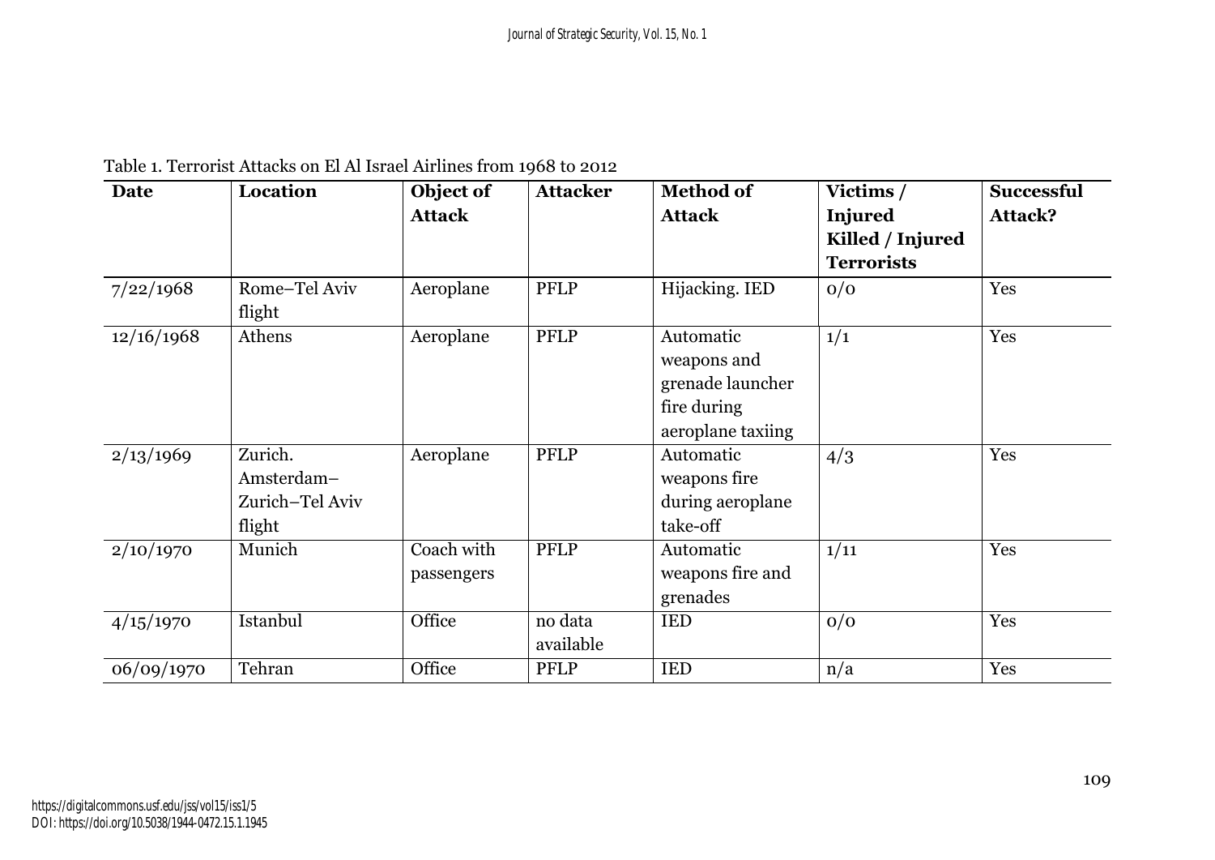Table 1. Terrorist Attacks on El Al Israel Airlines from 1968 to 2012

| Date | Location | Object of Attack | Attacker | Method of Attack | Victims / Injured Killed / Injured Terrorists | Successful Attack? |
|---|---|---|---|---|---|---|
| 7/22/1968 | Rome–Tel Aviv flight | Aeroplane | PFLP | Hijacking. IED | 0/0 | Yes |
| 12/16/1968 | Athens | Aeroplane | PFLP | Automatic weapons and grenade launcher fire during aeroplane taxiing | 1/1 | Yes |
| 2/13/1969 | Zurich. Amsterdam–Zurich–Tel Aviv flight | Aeroplane | PFLP | Automatic weapons fire during aeroplane take-off | 4/3 | Yes |
| 2/10/1970 | Munich | Coach with passengers | PFLP | Automatic weapons fire and grenades | 1/11 | Yes |
| 4/15/1970 | Istanbul | Office | no data available | IED | 0/0 | Yes |
| 06/09/1970 | Tehran | Office | PFLP | IED | n/a | Yes |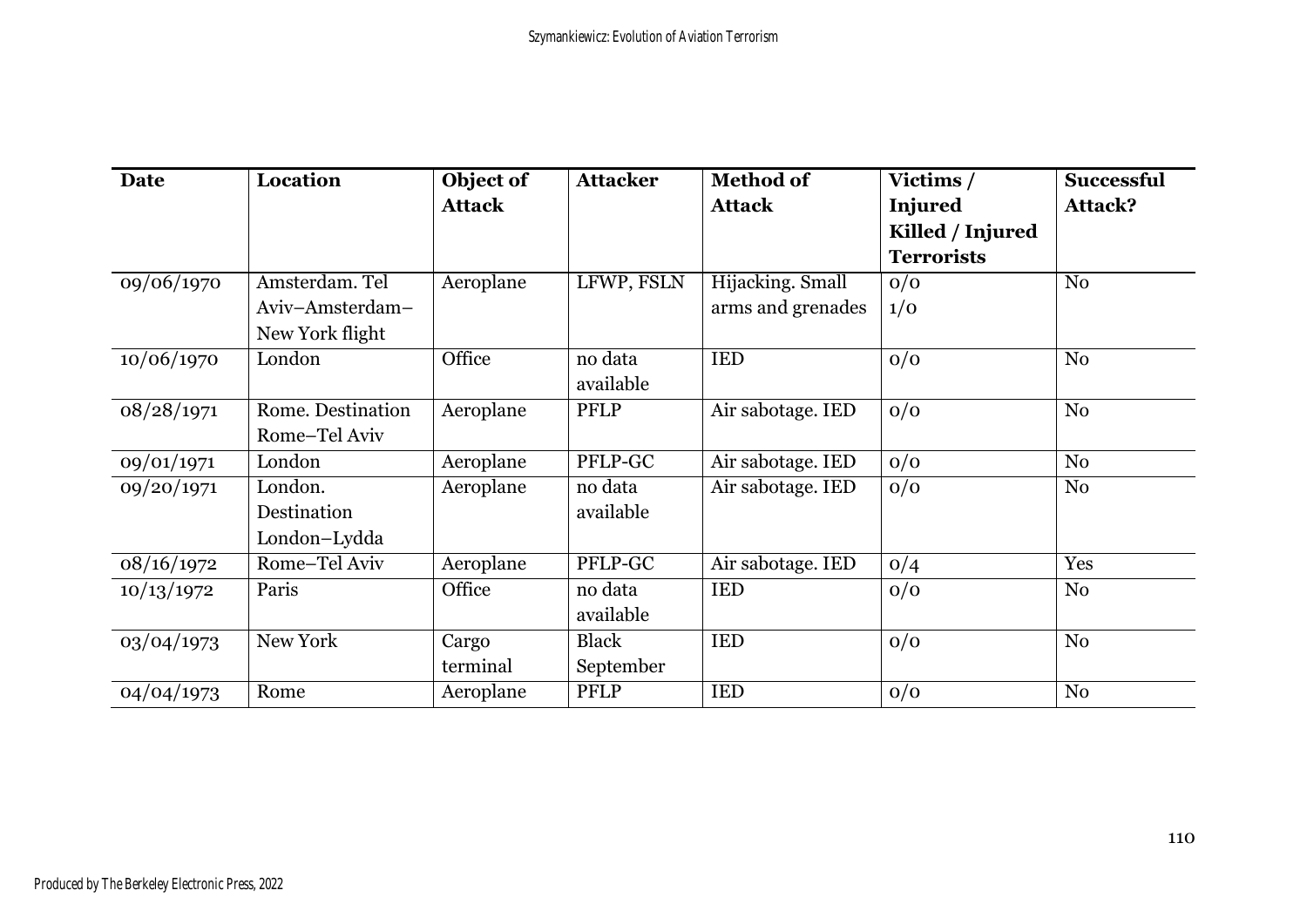| Date | Location | Object of Attack | Attacker | Method of Attack | Victims / Injured Killed / Injured Terrorists | Successful Attack? |
|---|---|---|---|---|---|---|
| 09/06/1970 | Amsterdam. Tel Aviv–Amsterdam–New York flight | Aeroplane | LFWP, FSLN | Hijacking. Small arms and grenades | 0/0 1/0 | No |
| 10/06/1970 | London | Office | no data available | IED | 0/0 | No |
| 08/28/1971 | Rome. Destination Rome–Tel Aviv | Aeroplane | PFLP | Air sabotage. IED | 0/0 | No |
| 09/01/1971 | London | Aeroplane | PFLP-GC | Air sabotage. IED | 0/0 | No |
| 09/20/1971 | London. Destination London–Lydda | Aeroplane | no data available | Air sabotage. IED | 0/0 | No |
| 08/16/1972 | Rome–Tel Aviv | Aeroplane | PFLP-GC | Air sabotage. IED | 0/4 | Yes |
| 10/13/1972 | Paris | Office | no data available | IED | 0/0 | No |
| 03/04/1973 | New York | Cargo terminal | Black September | IED | 0/0 | No |
| 04/04/1973 | Rome | Aeroplane | PFLP | IED | 0/0 | No |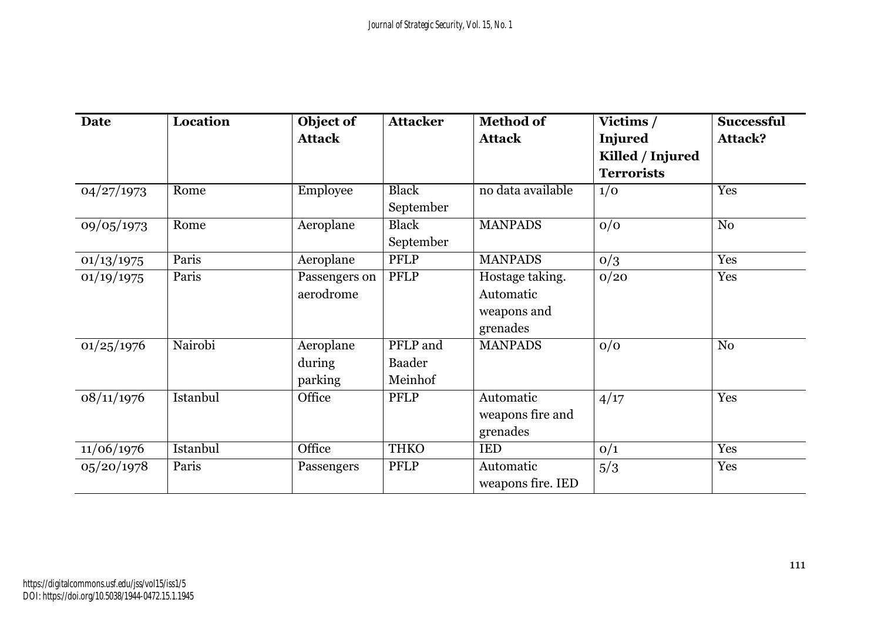| Date | Location | Object of Attack | Attacker | Method of Attack | Victims / Injured Killed / Injured Terrorists | Successful Attack? |
|---|---|---|---|---|---|---|
| 04/27/1973 | Rome | Employee | Black September | no data available | 1/0 | Yes |
| 09/05/1973 | Rome | Aeroplane | Black September | MANPADS | 0/0 | No |
| 01/13/1975 | Paris | Aeroplane | PFLP | MANPADS | 0/3 | Yes |
| 01/19/1975 | Paris | Passengers on aerodrome | PFLP | Hostage taking. Automatic weapons and grenades | 0/20 | Yes |
| 01/25/1976 | Nairobi | Aeroplane during parking | PFLP and Baader Meinhof | MANPADS | 0/0 | No |
| 08/11/1976 | Istanbul | Office | PFLP | Automatic weapons fire and grenades | 4/17 | Yes |
| 11/06/1976 | Istanbul | Office | THKO | IED | 0/1 | Yes |
| 05/20/1978 | Paris | Passengers | PFLP | Automatic weapons fire. IED | 5/3 | Yes |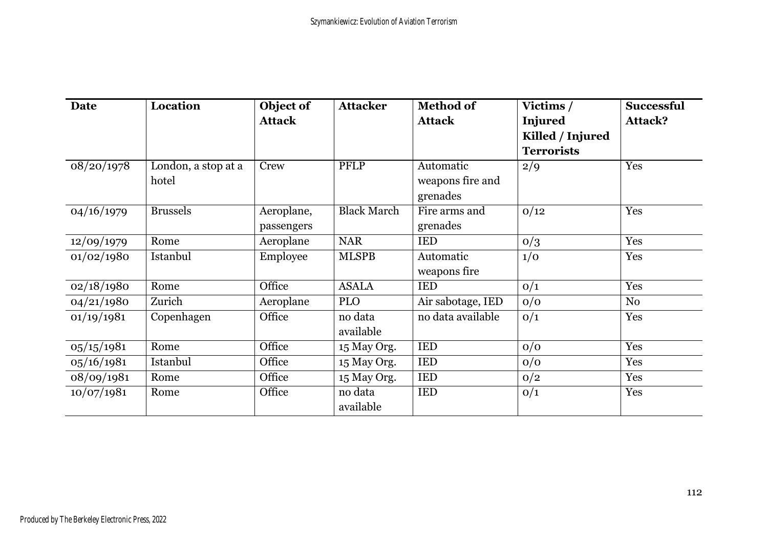| Date | Location | Object of Attack | Attacker | Method of Attack | Victims / Injured Killed / Injured Terrorists | Successful Attack? |
|---|---|---|---|---|---|---|
| 08/20/1978 | London, a stop at a hotel | Crew | PFLP | Automatic weapons fire and grenades | 2/9 | Yes |
| 04/16/1979 | Brussels | Aeroplane, passengers | Black March | Fire arms and grenades | 0/12 | Yes |
| 12/09/1979 | Rome | Aeroplane | NAR | IED | 0/3 | Yes |
| 01/02/1980 | Istanbul | Employee | MLSPB | Automatic weapons fire | 1/0 | Yes |
| 02/18/1980 | Rome | Office | ASALA | IED | 0/1 | Yes |
| 04/21/1980 | Zurich | Aeroplane | PLO | Air sabotage, IED | 0/0 | No |
| 01/19/1981 | Copenhagen | Office | no data available | no data available | 0/1 | Yes |
| 05/15/1981 | Rome | Office | 15 May Org. | IED | 0/0 | Yes |
| 05/16/1981 | Istanbul | Office | 15 May Org. | IED | 0/0 | Yes |
| 08/09/1981 | Rome | Office | 15 May Org. | IED | 0/2 | Yes |
| 10/07/1981 | Rome | Office | no data available | IED | 0/1 | Yes |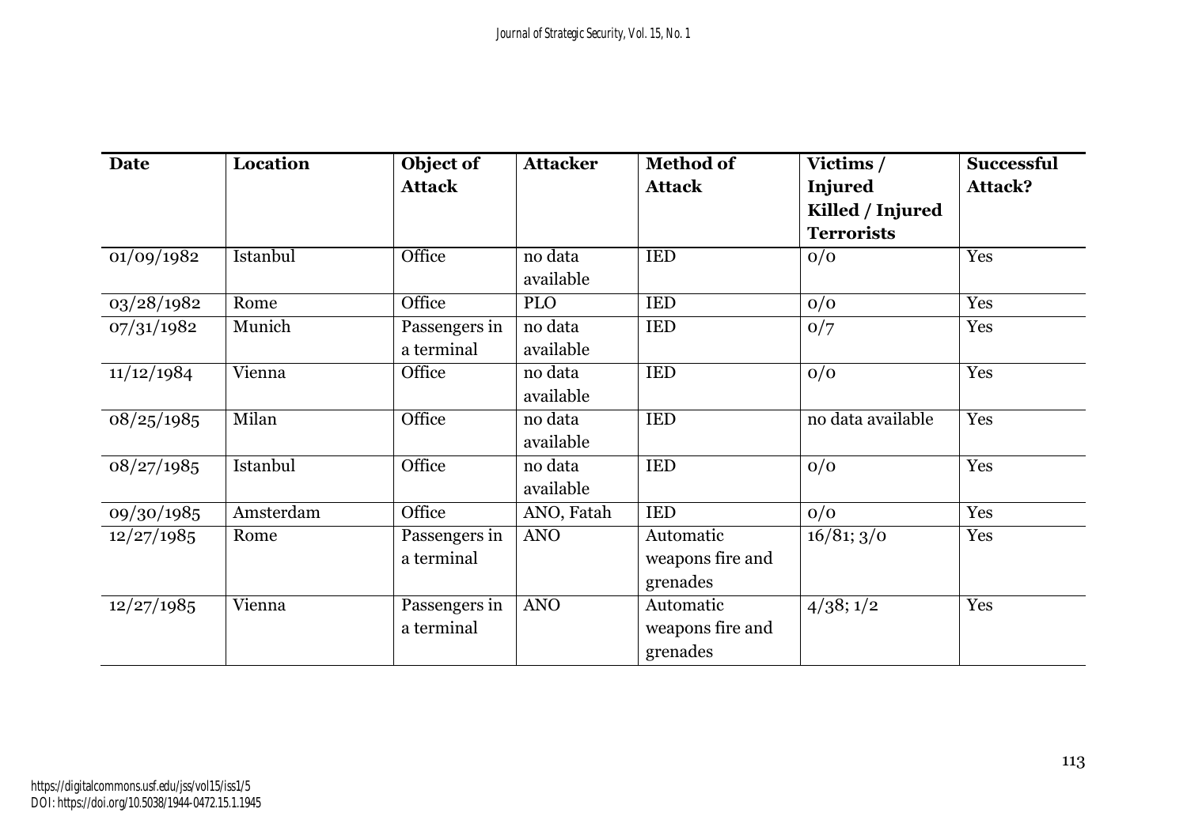| Date | Location | Object of Attack | Attacker | Method of Attack | Victims / Injured Killed / Injured Terrorists | Successful Attack? |
|---|---|---|---|---|---|---|
| 01/09/1982 | Istanbul | Office | no data available | IED | 0/0 | Yes |
| 03/28/1982 | Rome | Office | PLO | IED | 0/0 | Yes |
| 07/31/1982 | Munich | Passengers in a terminal | no data available | IED | 0/7 | Yes |
| 11/12/1984 | Vienna | Office | no data available | IED | 0/0 | Yes |
| 08/25/1985 | Milan | Office | no data available | IED | no data available | Yes |
| 08/27/1985 | Istanbul | Office | no data available | IED | 0/0 | Yes |
| 09/30/1985 | Amsterdam | Office | ANO, Fatah | IED | 0/0 | Yes |
| 12/27/1985 | Rome | Passengers in a terminal | ANO | Automatic weapons fire and grenades | 16/81; 3/0 | Yes |
| 12/27/1985 | Vienna | Passengers in a terminal | ANO | Automatic weapons fire and grenades | 4/38; 1/2 | Yes |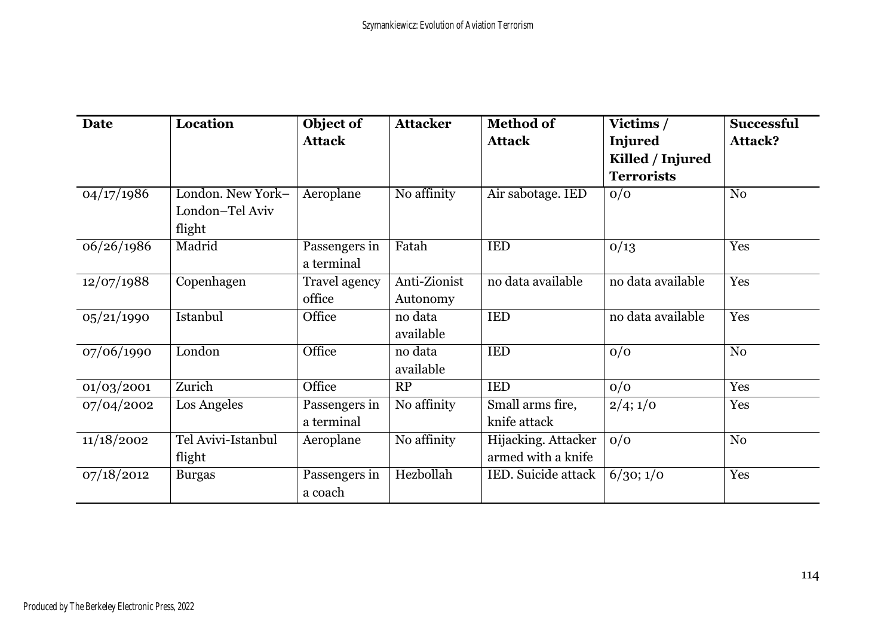| Date | Location | Object of Attack | Attacker | Method of Attack | Victims / Injured Killed / Injured Terrorists | Successful Attack? |
|---|---|---|---|---|---|---|
| 04/17/1986 | London. New York–London–Tel Aviv flight | Aeroplane | No affinity | Air sabotage. IED | 0/0 | No |
| 06/26/1986 | Madrid | Passengers in a terminal | Fatah | IED | 0/13 | Yes |
| 12/07/1988 | Copenhagen | Travel agency office | Anti-Zionist Autonomy | no data available | no data available | Yes |
| 05/21/1990 | Istanbul | Office | no data available | IED | no data available | Yes |
| 07/06/1990 | London | Office | no data available | IED | 0/0 | No |
| 01/03/2001 | Zurich | Office | RP | IED | 0/0 | Yes |
| 07/04/2002 | Los Angeles | Passengers in a terminal | No affinity | Small arms fire, knife attack | 2/4; 1/0 | Yes |
| 11/18/2002 | Tel Avivi-Istanbul flight | Aeroplane | No affinity | Hijacking. Attacker armed with a knife | 0/0 | No |
| 07/18/2012 | Burgas | Passengers in a coach | Hezbollah | IED. Suicide attack | 6/30; 1/0 | Yes |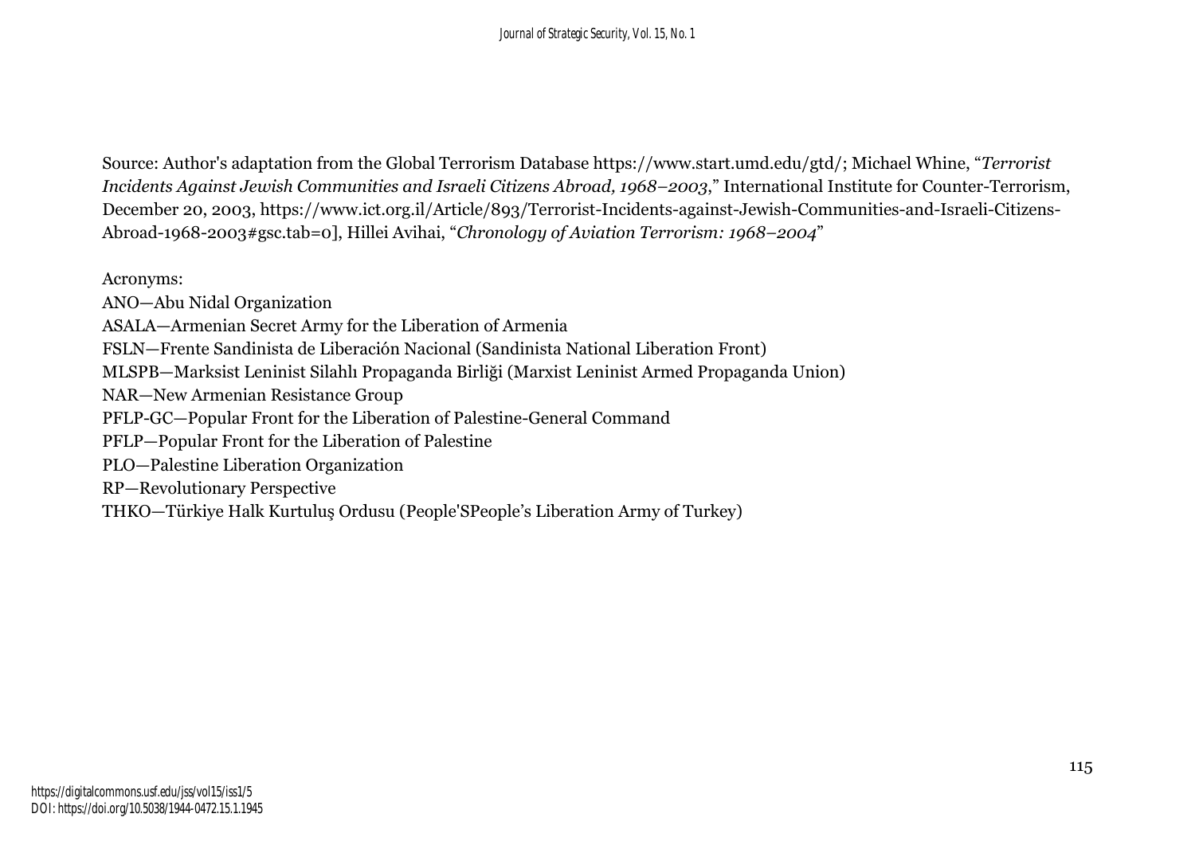Source: Author's adaptation from the Global Terrorism Database https://www.start.umd.edu/gtd/; Michael Whine, "*Terrorist Incidents Against Jewish Communities and Israeli Citizens Abroad, 1968–2003*," International Institute for Counter-Terrorism, December 20, 2003, https://www.ict.org.il/Article/893/Terrorist-Incidents-against-Jewish-Communities-and-Israeli-Citizens-Abroad-1968-2003#gsc.tab=0], Hillei Avihai, "*Chronology of Aviation Terrorism: 1968–2004*"

Acronyms:

ANO—Abu Nidal Organization

ASALA—Armenian Secret Army for the Liberation of Armenia

FSLN—Frente Sandinista de Liberación Nacional (Sandinista National Liberation Front)

MLSPB—Marksist Leninist Silahlı Propaganda Birliği (Marxist Leninist Armed Propaganda Union)

NAR—New Armenian Resistance Group

PFLP-GC—Popular Front for the Liberation of Palestine-General Command

PFLP—Popular Front for the Liberation of Palestine

PLO—Palestine Liberation Organization

RP—Revolutionary Perspective

THKO—Türkiye Halk Kurtuluş Ordusu (People'SPeople's Liberation Army of Turkey)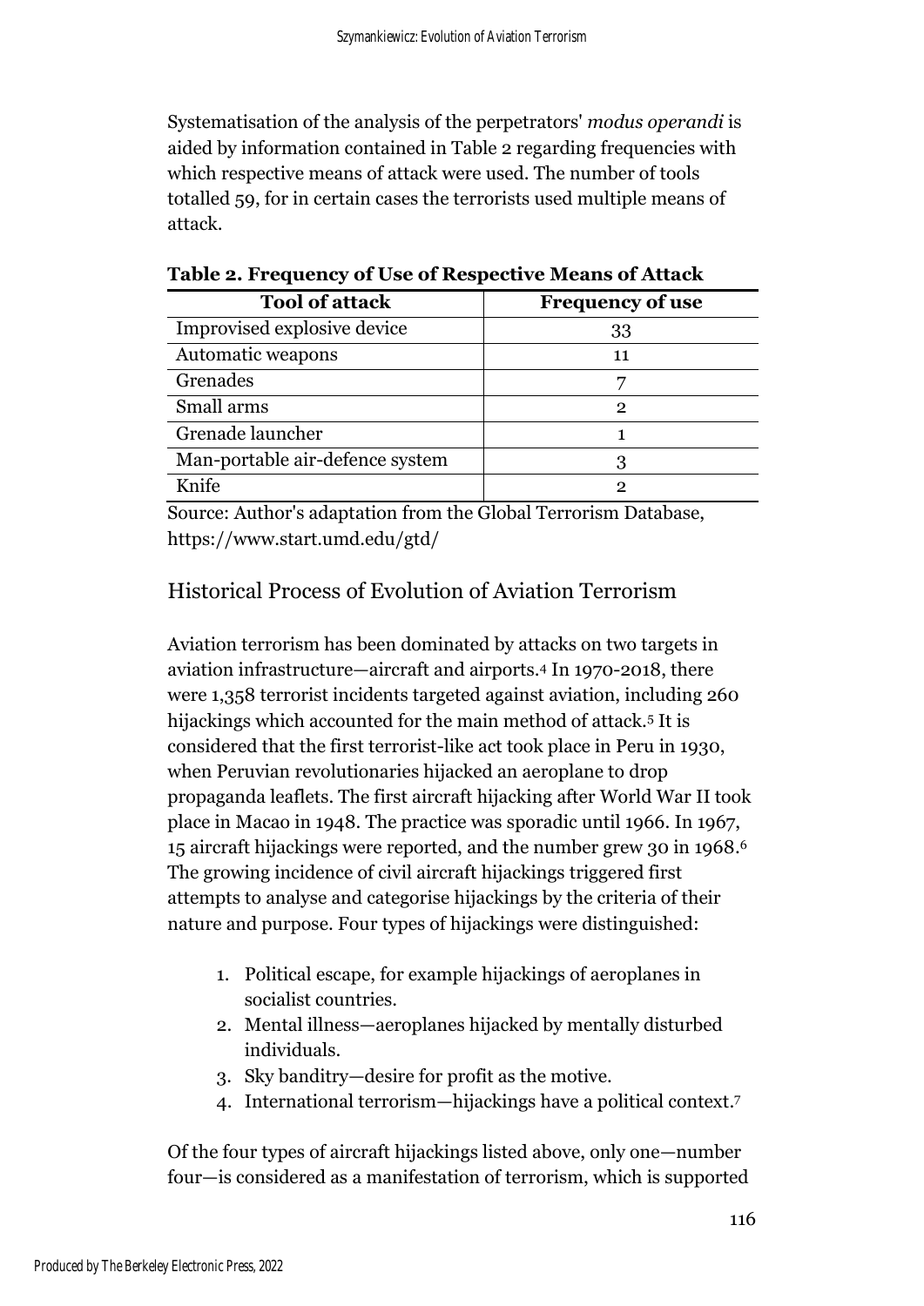Systematisation of the analysis of the perpetrators' *modus operandi* is aided by information contained in Table 2 regarding frequencies with which respective means of attack were used. The number of tools totalled 59, for in certain cases the terrorists used multiple means of attack.

**Table 2. Frequency of Use of Respective Means of Attack**

| Tool of attack | Frequency of use |
|---|---|
| Improvised explosive device | 33 |
| Automatic weapons | 11 |
| Grenades | 7 |
| Small arms | 2 |
| Grenade launcher | 1 |
| Man-portable air-defence system | 3 |
| Knife | 2 |

Source: Author's adaptation from the Global Terrorism Database, https://www.start.umd.edu/gtd/

## Historical Process of Evolution of Aviation Terrorism

Aviation terrorism has been dominated by attacks on two targets in aviation infrastructure—aircraft and airports.[4] In 1970-2018, there were 1,358 terrorist incidents targeted against aviation, including 260 hijackings which accounted for the main method of attack.[5] It is considered that the first terrorist-like act took place in Peru in 1930, when Peruvian revolutionaries hijacked an aeroplane to drop propaganda leaflets. The first aircraft hijacking after World War II took place in Macao in 1948. The practice was sporadic until 1966. In 1967, 15 aircraft hijackings were reported, and the number grew 30 in 1968.[6] The growing incidence of civil aircraft hijackings triggered first attempts to analyse and categorise hijackings by the criteria of their nature and purpose. Four types of hijackings were distinguished:

1. Political escape, for example hijackings of aeroplanes in socialist countries.
2. Mental illness—aeroplanes hijacked by mentally disturbed individuals.
3. Sky banditry—desire for profit as the motive.
4. International terrorism—hijackings have a political context.[7]

Of the four types of aircraft hijackings listed above, only one—number four—is considered as a manifestation of terrorism, which is supported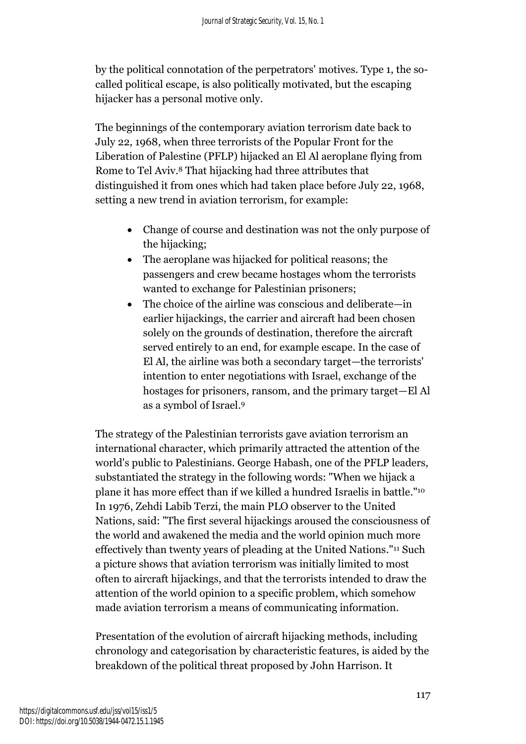by the political connotation of the perpetrators' motives. Type 1, the so-called political escape, is also politically motivated, but the escaping hijacker has a personal motive only.

The beginnings of the contemporary aviation terrorism date back to July 22, 1968, when three terrorists of the Popular Front for the Liberation of Palestine (PFLP) hijacked an El Al aeroplane flying from Rome to Tel Aviv.[8] That hijacking had three attributes that distinguished it from ones which had taken place before July 22, 1968, setting a new trend in aviation terrorism, for example:

- Change of course and destination was not the only purpose of the hijacking;
- The aeroplane was hijacked for political reasons; the passengers and crew became hostages whom the terrorists wanted to exchange for Palestinian prisoners;
- The choice of the airline was conscious and deliberate—in earlier hijackings, the carrier and aircraft had been chosen solely on the grounds of destination, therefore the aircraft served entirely to an end, for example escape. In the case of El Al, the airline was both a secondary target—the terrorists' intention to enter negotiations with Israel, exchange of the hostages for prisoners, ransom, and the primary target—El Al as a symbol of Israel.[9]

The strategy of the Palestinian terrorists gave aviation terrorism an international character, which primarily attracted the attention of the world's public to Palestinians. George Habash, one of the PFLP leaders, substantiated the strategy in the following words: "When we hijack a plane it has more effect than if we killed a hundred Israelis in battle."[10] In 1976, Zehdi Labib Terzi, the main PLO observer to the United Nations, said: "The first several hijackings aroused the consciousness of the world and awakened the media and the world opinion much more effectively than twenty years of pleading at the United Nations."[11] Such a picture shows that aviation terrorism was initially limited to most often to aircraft hijackings, and that the terrorists intended to draw the attention of the world opinion to a specific problem, which somehow made aviation terrorism a means of communicating information.

Presentation of the evolution of aircraft hijacking methods, including chronology and categorisation by characteristic features, is aided by the breakdown of the political threat proposed by John Harrison. It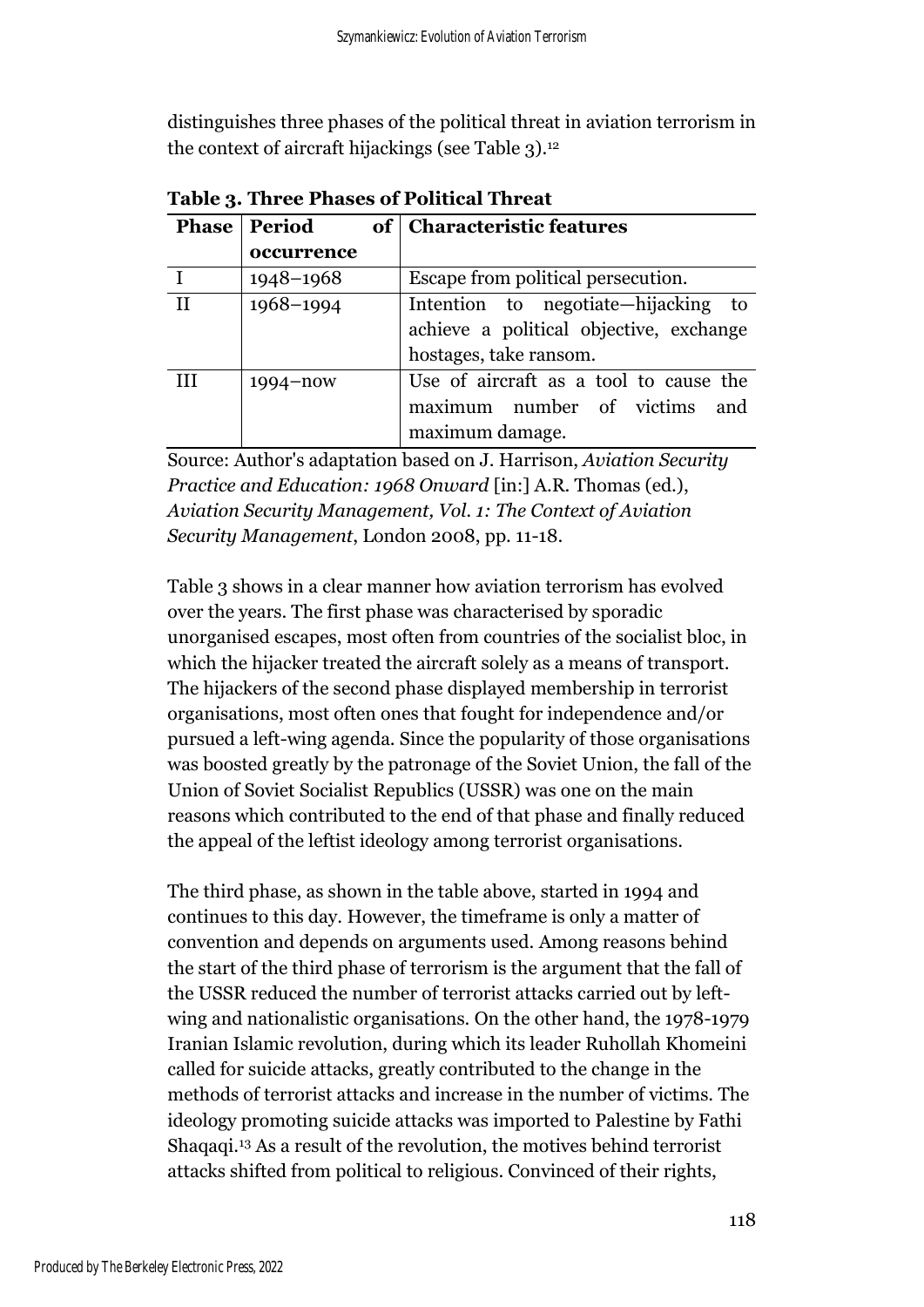distinguishes three phases of the political threat in aviation terrorism in the context of aircraft hijackings (see Table 3).[12]

**Table 3. Three Phases of Political Threat**

| Phase | Period of occurrence | Characteristic features |
|---|---|---|
| I | 1948–1968 | Escape from political persecution. |
| II | 1968–1994 | Intention to negotiate—hijacking to achieve a political objective, exchange hostages, take ransom. |
| III | 1994–now | Use of aircraft as a tool to cause the maximum number of victims and maximum damage. |

Source: Author's adaptation based on J. Harrison, *Aviation Security Practice and Education: 1968 Onward* [in:] A.R. Thomas (ed.), *Aviation Security Management, Vol. 1: The Context of Aviation Security Management*, London 2008, pp. 11-18.

Table 3 shows in a clear manner how aviation terrorism has evolved over the years. The first phase was characterised by sporadic unorganised escapes, most often from countries of the socialist bloc, in which the hijacker treated the aircraft solely as a means of transport. The hijackers of the second phase displayed membership in terrorist organisations, most often ones that fought for independence and/or pursued a left-wing agenda. Since the popularity of those organisations was boosted greatly by the patronage of the Soviet Union, the fall of the Union of Soviet Socialist Republics (USSR) was one on the main reasons which contributed to the end of that phase and finally reduced the appeal of the leftist ideology among terrorist organisations.

The third phase, as shown in the table above, started in 1994 and continues to this day. However, the timeframe is only a matter of convention and depends on arguments used. Among reasons behind the start of the third phase of terrorism is the argument that the fall of the USSR reduced the number of terrorist attacks carried out by left-wing and nationalistic organisations. On the other hand, the 1978-1979 Iranian Islamic revolution, during which its leader Ruhollah Khomeini called for suicide attacks, greatly contributed to the change in the methods of terrorist attacks and increase in the number of victims. The ideology promoting suicide attacks was imported to Palestine by Fathi Shaqaqi.[13] As a result of the revolution, the motives behind terrorist attacks shifted from political to religious. Convinced of their rights,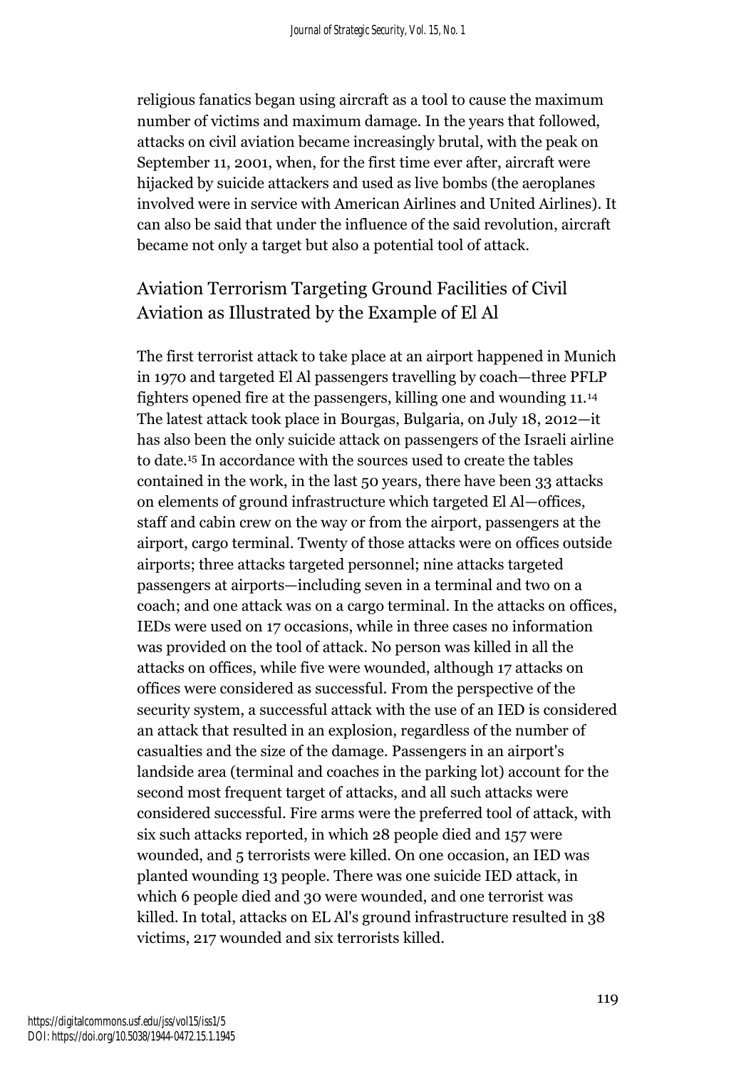religious fanatics began using aircraft as a tool to cause the maximum number of victims and maximum damage. In the years that followed, attacks on civil aviation became increasingly brutal, with the peak on September 11, 2001, when, for the first time ever after, aircraft were hijacked by suicide attackers and used as live bombs (the aeroplanes involved were in service with American Airlines and United Airlines). It can also be said that under the influence of the said revolution, aircraft became not only a target but also a potential tool of attack.

## Aviation Terrorism Targeting Ground Facilities of Civil Aviation as Illustrated by the Example of El Al

The first terrorist attack to take place at an airport happened in Munich in 1970 and targeted El Al passengers travelling by coach—three PFLP fighters opened fire at the passengers, killing one and wounding 11.[14] The latest attack took place in Bourgas, Bulgaria, on July 18, 2012—it has also been the only suicide attack on passengers of the Israeli airline to date.[15] In accordance with the sources used to create the tables contained in the work, in the last 50 years, there have been 33 attacks on elements of ground infrastructure which targeted El Al—offices, staff and cabin crew on the way or from the airport, passengers at the airport, cargo terminal. Twenty of those attacks were on offices outside airports; three attacks targeted personnel; nine attacks targeted passengers at airports—including seven in a terminal and two on a coach; and one attack was on a cargo terminal. In the attacks on offices, IEDs were used on 17 occasions, while in three cases no information was provided on the tool of attack. No person was killed in all the attacks on offices, while five were wounded, although 17 attacks on offices were considered as successful. From the perspective of the security system, a successful attack with the use of an IED is considered an attack that resulted in an explosion, regardless of the number of casualties and the size of the damage. Passengers in an airport's landside area (terminal and coaches in the parking lot) account for the second most frequent target of attacks, and all such attacks were considered successful. Fire arms were the preferred tool of attack, with six such attacks reported, in which 28 people died and 157 were wounded, and 5 terrorists were killed. On one occasion, an IED was planted wounding 13 people. There was one suicide IED attack, in which 6 people died and 30 were wounded, and one terrorist was killed. In total, attacks on EL Al's ground infrastructure resulted in 38 victims, 217 wounded and six terrorists killed.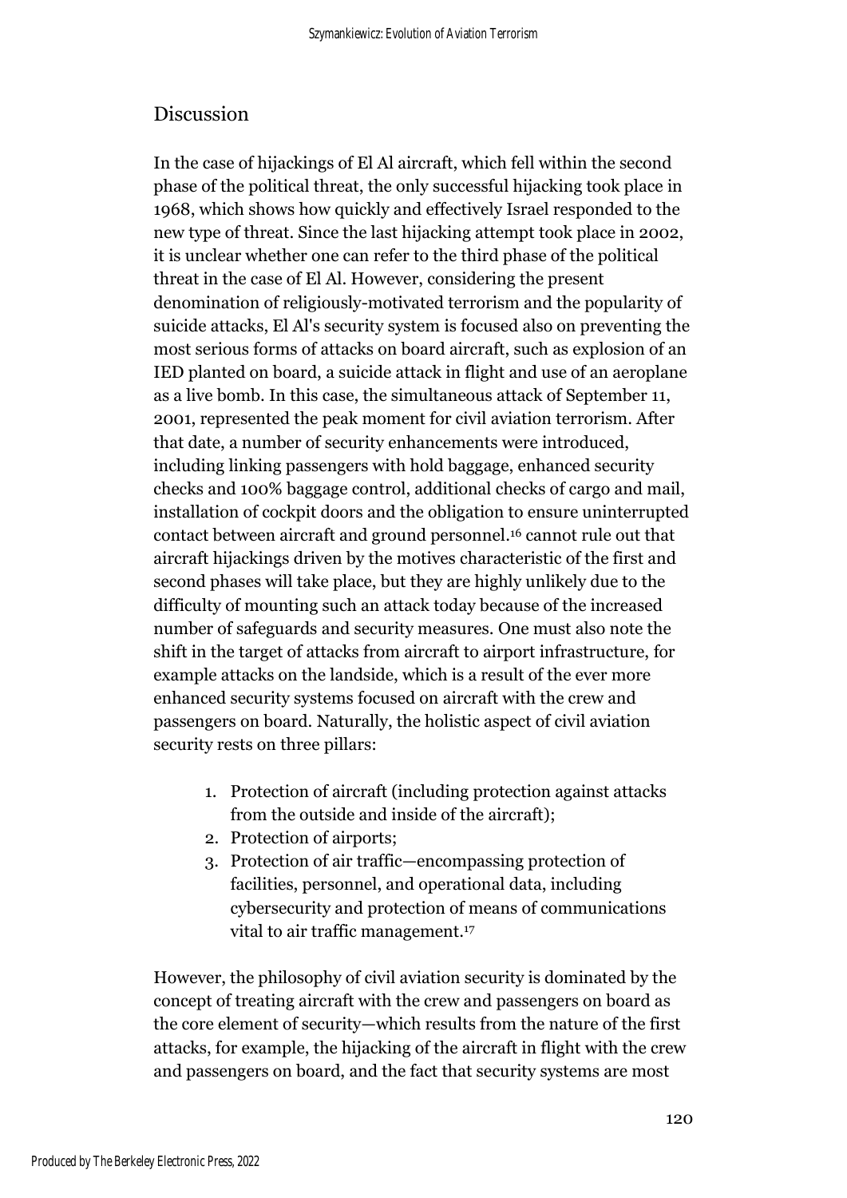## Discussion

In the case of hijackings of El Al aircraft, which fell within the second phase of the political threat, the only successful hijacking took place in 1968, which shows how quickly and effectively Israel responded to the new type of threat. Since the last hijacking attempt took place in 2002, it is unclear whether one can refer to the third phase of the political threat in the case of El Al. However, considering the present denomination of religiously-motivated terrorism and the popularity of suicide attacks, El Al's security system is focused also on preventing the most serious forms of attacks on board aircraft, such as explosion of an IED planted on board, a suicide attack in flight and use of an aeroplane as a live bomb. In this case, the simultaneous attack of September 11, 2001, represented the peak moment for civil aviation terrorism. After that date, a number of security enhancements were introduced, including linking passengers with hold baggage, enhanced security checks and 100% baggage control, additional checks of cargo and mail, installation of cockpit doors and the obligation to ensure uninterrupted contact between aircraft and ground personnel.[16] cannot rule out that aircraft hijackings driven by the motives characteristic of the first and second phases will take place, but they are highly unlikely due to the difficulty of mounting such an attack today because of the increased number of safeguards and security measures. One must also note the shift in the target of attacks from aircraft to airport infrastructure, for example attacks on the landside, which is a result of the ever more enhanced security systems focused on aircraft with the crew and passengers on board. Naturally, the holistic aspect of civil aviation security rests on three pillars:

1. Protection of aircraft (including protection against attacks from the outside and inside of the aircraft);
2. Protection of airports;
3. Protection of air traffic—encompassing protection of facilities, personnel, and operational data, including cybersecurity and protection of means of communications vital to air traffic management.[17]

However, the philosophy of civil aviation security is dominated by the concept of treating aircraft with the crew and passengers on board as the core element of security—which results from the nature of the first attacks, for example, the hijacking of the aircraft in flight with the crew and passengers on board, and the fact that security systems are most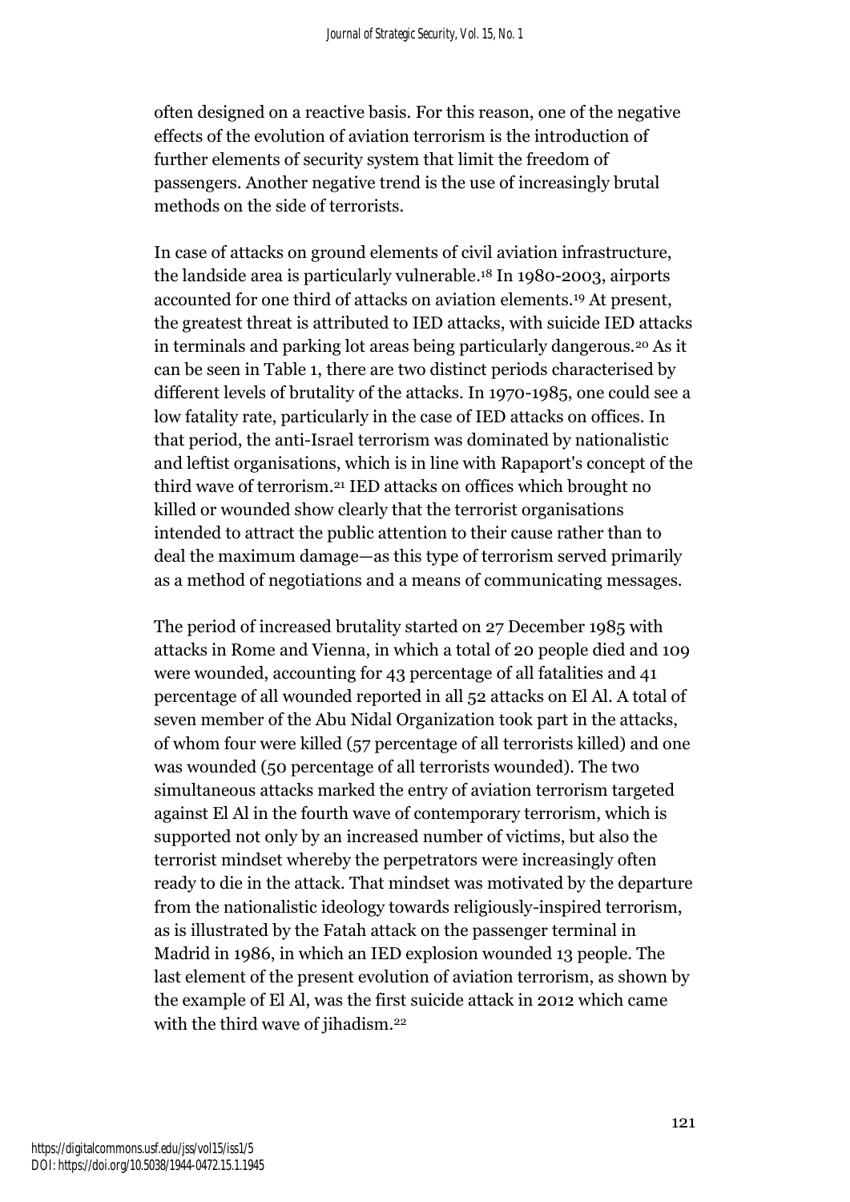often designed on a reactive basis. For this reason, one of the negative effects of the evolution of aviation terrorism is the introduction of further elements of security system that limit the freedom of passengers. Another negative trend is the use of increasingly brutal methods on the side of terrorists.

In case of attacks on ground elements of civil aviation infrastructure, the landside area is particularly vulnerable.[18] In 1980-2003, airports accounted for one third of attacks on aviation elements.[19] At present, the greatest threat is attributed to IED attacks, with suicide IED attacks in terminals and parking lot areas being particularly dangerous.[20] As it can be seen in Table 1, there are two distinct periods characterised by different levels of brutality of the attacks. In 1970-1985, one could see a low fatality rate, particularly in the case of IED attacks on offices. In that period, the anti-Israel terrorism was dominated by nationalistic and leftist organisations, which is in line with Rapaport's concept of the third wave of terrorism.[21] IED attacks on offices which brought no killed or wounded show clearly that the terrorist organisations intended to attract the public attention to their cause rather than to deal the maximum damage—as this type of terrorism served primarily as a method of negotiations and a means of communicating messages.

The period of increased brutality started on 27 December 1985 with attacks in Rome and Vienna, in which a total of 20 people died and 109 were wounded, accounting for 43 percentage of all fatalities and 41 percentage of all wounded reported in all 52 attacks on El Al. A total of seven member of the Abu Nidal Organization took part in the attacks, of whom four were killed (57 percentage of all terrorists killed) and one was wounded (50 percentage of all terrorists wounded). The two simultaneous attacks marked the entry of aviation terrorism targeted against El Al in the fourth wave of contemporary terrorism, which is supported not only by an increased number of victims, but also the terrorist mindset whereby the perpetrators were increasingly often ready to die in the attack. That mindset was motivated by the departure from the nationalistic ideology towards religiously-inspired terrorism, as is illustrated by the Fatah attack on the passenger terminal in Madrid in 1986, in which an IED explosion wounded 13 people. The last element of the present evolution of aviation terrorism, as shown by the example of El Al, was the first suicide attack in 2012 which came with the third wave of jihadism.[22]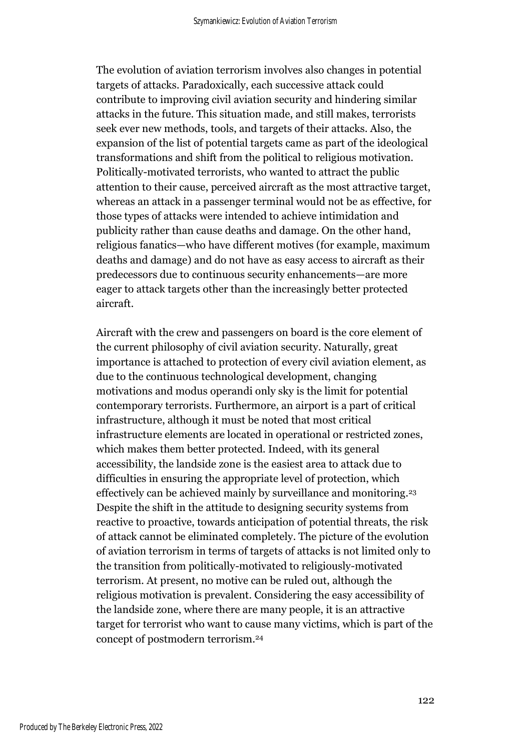The evolution of aviation terrorism involves also changes in potential targets of attacks. Paradoxically, each successive attack could contribute to improving civil aviation security and hindering similar attacks in the future. This situation made, and still makes, terrorists seek ever new methods, tools, and targets of their attacks. Also, the expansion of the list of potential targets came as part of the ideological transformations and shift from the political to religious motivation. Politically-motivated terrorists, who wanted to attract the public attention to their cause, perceived aircraft as the most attractive target, whereas an attack in a passenger terminal would not be as effective, for those types of attacks were intended to achieve intimidation and publicity rather than cause deaths and damage. On the other hand, religious fanatics—who have different motives (for example, maximum deaths and damage) and do not have as easy access to aircraft as their predecessors due to continuous security enhancements—are more eager to attack targets other than the increasingly better protected aircraft.

Aircraft with the crew and passengers on board is the core element of the current philosophy of civil aviation security. Naturally, great importance is attached to protection of every civil aviation element, as due to the continuous technological development, changing motivations and modus operandi only sky is the limit for potential contemporary terrorists. Furthermore, an airport is a part of critical infrastructure, although it must be noted that most critical infrastructure elements are located in operational or restricted zones, which makes them better protected. Indeed, with its general accessibility, the landside zone is the easiest area to attack due to difficulties in ensuring the appropriate level of protection, which effectively can be achieved mainly by surveillance and monitoring.[23] Despite the shift in the attitude to designing security systems from reactive to proactive, towards anticipation of potential threats, the risk of attack cannot be eliminated completely. The picture of the evolution of aviation terrorism in terms of targets of attacks is not limited only to the transition from politically-motivated to religiously-motivated terrorism. At present, no motive can be ruled out, although the religious motivation is prevalent. Considering the easy accessibility of the landside zone, where there are many people, it is an attractive target for terrorist who want to cause many victims, which is part of the concept of postmodern terrorism.[24]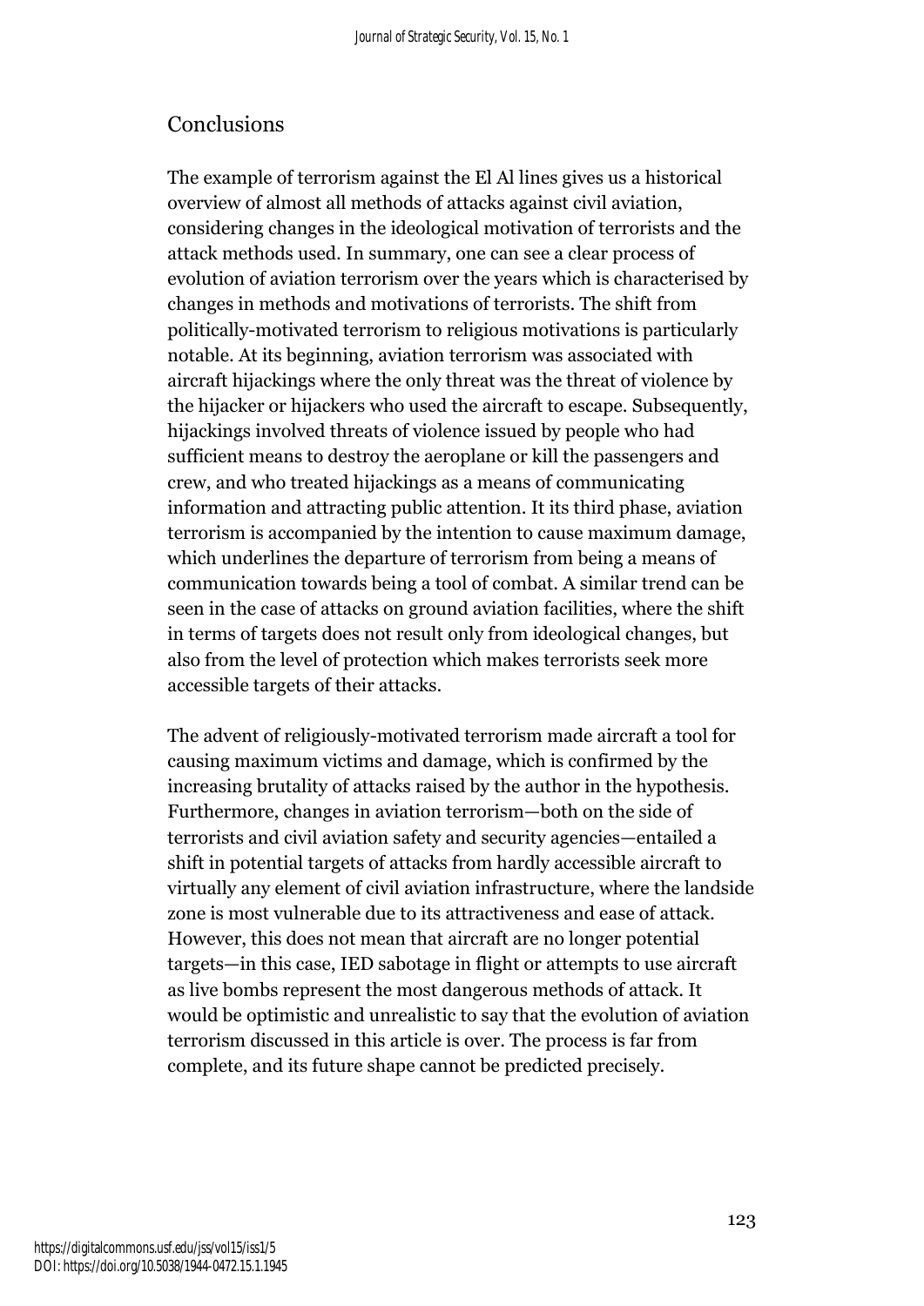## Conclusions

The example of terrorism against the El Al lines gives us a historical overview of almost all methods of attacks against civil aviation, considering changes in the ideological motivation of terrorists and the attack methods used. In summary, one can see a clear process of evolution of aviation terrorism over the years which is characterised by changes in methods and motivations of terrorists. The shift from politically-motivated terrorism to religious motivations is particularly notable. At its beginning, aviation terrorism was associated with aircraft hijackings where the only threat was the threat of violence by the hijacker or hijackers who used the aircraft to escape. Subsequently, hijackings involved threats of violence issued by people who had sufficient means to destroy the aeroplane or kill the passengers and crew, and who treated hijackings as a means of communicating information and attracting public attention. It its third phase, aviation terrorism is accompanied by the intention to cause maximum damage, which underlines the departure of terrorism from being a means of communication towards being a tool of combat. A similar trend can be seen in the case of attacks on ground aviation facilities, where the shift in terms of targets does not result only from ideological changes, but also from the level of protection which makes terrorists seek more accessible targets of their attacks.

The advent of religiously-motivated terrorism made aircraft a tool for causing maximum victims and damage, which is confirmed by the increasing brutality of attacks raised by the author in the hypothesis. Furthermore, changes in aviation terrorism—both on the side of terrorists and civil aviation safety and security agencies—entailed a shift in potential targets of attacks from hardly accessible aircraft to virtually any element of civil aviation infrastructure, where the landside zone is most vulnerable due to its attractiveness and ease of attack. However, this does not mean that aircraft are no longer potential targets—in this case, IED sabotage in flight or attempts to use aircraft as live bombs represent the most dangerous methods of attack. It would be optimistic and unrealistic to say that the evolution of aviation terrorism discussed in this article is over. The process is far from complete, and its future shape cannot be predicted precisely.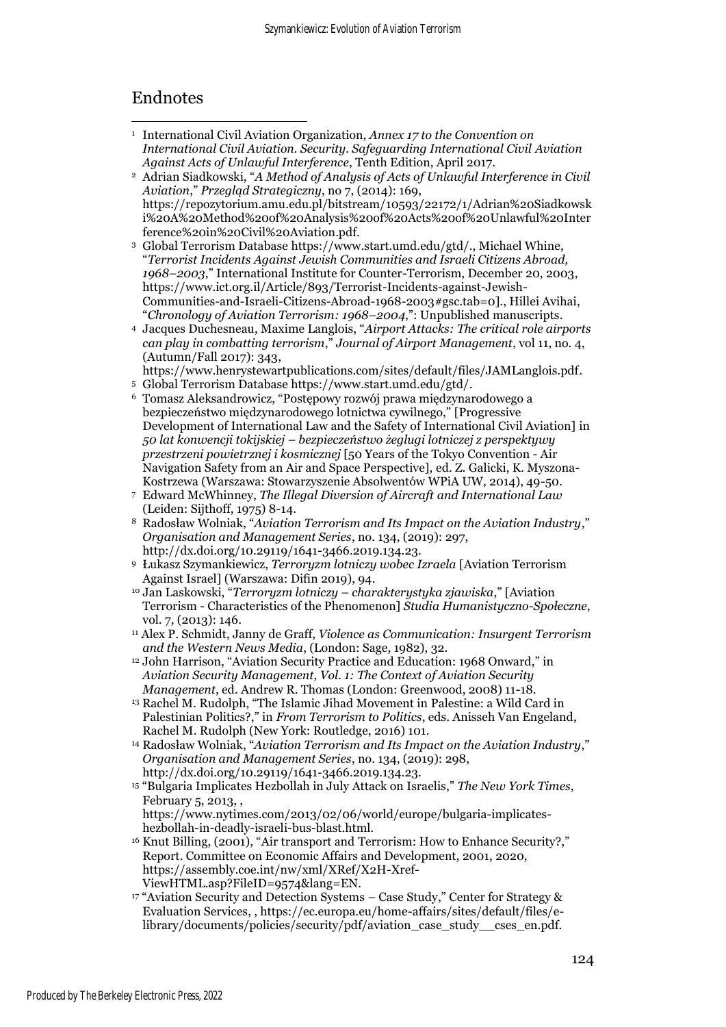## Endnotes

[1] International Civil Aviation Organization, *Annex 17 to the Convention on International Civil Aviation. Security. Safeguarding International Civil Aviation Against Acts of Unlawful Interference*, Tenth Edition, April 2017.

[2] Adrian Siadkowski, "*A Method of Analysis of Acts of Unlawful Interference in Civil Aviation*," *Przegląd Strategiczny*, no 7, (2014): 169, https://repozytorium.amu.edu.pl/bitstream/10593/22172/1/Adrian%20Siadkowski%20A%20Method%20of%20Analysis%20of%20Acts%20of%20Unlawful%20Interference%20in%20Civil%20Aviation.pdf.

[3] Global Terrorism Database https://www.start.umd.edu/gtd/., Michael Whine, "*Terrorist Incidents Against Jewish Communities and Israeli Citizens Abroad, 1968–2003*," International Institute for Counter-Terrorism, December 20, 2003, https://www.ict.org.il/Article/893/Terrorist-Incidents-against-Jewish-Communities-and-Israeli-Citizens-Abroad-1968-2003#gsc.tab=0]., Hillei Avihai, "*Chronology of Aviation Terrorism: 1968–2004*,": Unpublished manuscripts.

[4] Jacques Duchesneau, Maxime Langlois, "*Airport Attacks: The critical role airports can play in combatting terrorism*," *Journal of Airport Management*, vol 11, no. 4, (Autumn/Fall 2017): 343, https://www.henrystewartpublications.com/sites/default/files/JAMLanglois.pdf.

[5] Global Terrorism Database https://www.start.umd.edu/gtd/.

[6] Tomasz Aleksandrowicz, "Postępowy rozwój prawa międzynarodowego a bezpieczeństwo międzynarodowego lotnictwa cywilnego," [Progressive Development of International Law and the Safety of International Civil Aviation] in *50 lat konwencji tokijskiej – bezpieczeństwo żeglugi lotniczej z perspektywy przestrzeni powietrznej i kosmicznej* [50 Years of the Tokyo Convention - Air Navigation Safety from an Air and Space Perspective], ed. Z. Galicki, K. Myszona-Kostrzewa (Warszawa: Stowarzyszenie Absolwentów WPiA UW, 2014), 49-50.

[7] Edward McWhinney, *The Illegal Diversion of Aircraft and International Law* (Leiden: Sijthoff, 1975) 8-14.

[8] Radosław Wolniak, "*Aviation Terrorism and Its Impact on the Aviation Industry*," *Organisation and Management Series*, no. 134, (2019): 297, http://dx.doi.org/10.29119/1641-3466.2019.134.23.

[9] Łukasz Szymankiewicz, *Terroryzm lotniczy wobec Izraela* [Aviation Terrorism Against Israel] (Warszawa: Difin 2019), 94.

[10] Jan Laskowski, "*Terroryzm lotniczy – charakterystyka zjawiska*," [Aviation Terrorism - Characteristics of the Phenomenon] *Studia Humanistyczno-Społeczne*, vol. 7, (2013): 146.

[11] Alex P. Schmidt, Janny de Graff, *Violence as Communication: Insurgent Terrorism and the Western News Media*, (London: Sage, 1982), 32.

[12] John Harrison, "Aviation Security Practice and Education: 1968 Onward," in *Aviation Security Management, Vol. 1: The Context of Aviation Security Management*, ed. Andrew R. Thomas (London: Greenwood, 2008) 11-18.

[13] Rachel M. Rudolph, "The Islamic Jihad Movement in Palestine: a Wild Card in Palestinian Politics?," in *From Terrorism to Politics*, eds. Anisseh Van Engeland, Rachel M. Rudolph (New York: Routledge, 2016) 101.

[14] Radosław Wolniak, "*Aviation Terrorism and Its Impact on the Aviation Industry*," *Organisation and Management Series*, no. 134, (2019): 298, http://dx.doi.org/10.29119/1641-3466.2019.134.23.

[15] "Bulgaria Implicates Hezbollah in July Attack on Israelis," *The New York Times*, February 5, 2013, , https://www.nytimes.com/2013/02/06/world/europe/bulgaria-implicates-hezbollah-in-deadly-israeli-bus-blast.html.

[16] Knut Billing, (2001), "Air transport and Terrorism: How to Enhance Security?," Report. Committee on Economic Affairs and Development, 2001, 2020, https://assembly.coe.int/nw/xml/XRef/X2H-Xref-ViewHTML.asp?FileID=9574&lang=EN.

[17] "Aviation Security and Detection Systems – Case Study," Center for Strategy & Evaluation Services, , https://ec.europa.eu/home-affairs/sites/default/files/e-library/documents/policies/security/pdf/aviation_case_study__cses_en.pdf.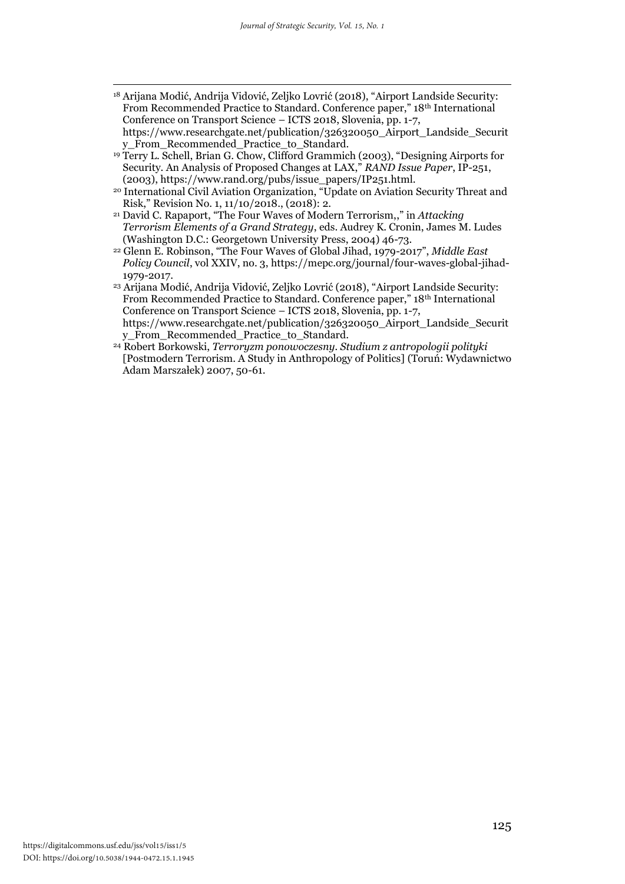[18] Arijana Modić, Andrija Vidović, Zeljko Lovrić (2018), "Airport Landside Security: From Recommended Practice to Standard. Conference paper," 18th International Conference on Transport Science – ICTS 2018, Slovenia, pp. 1-7, https://www.researchgate.net/publication/326320050_Airport_Landside_Security_From_Recommended_Practice_to_Standard.

[19] Terry L. Schell, Brian G. Chow, Clifford Grammich (2003), "Designing Airports for Security. An Analysis of Proposed Changes at LAX," *RAND Issue Paper*, IP-251, (2003), https://www.rand.org/pubs/issue_papers/IP251.html.

[20] International Civil Aviation Organization, "Update on Aviation Security Threat and Risk," Revision No. 1, 11/10/2018., (2018): 2.

[21] David C. Rapaport, "The Four Waves of Modern Terrorism,," in *Attacking Terrorism Elements of a Grand Strategy*, eds. Audrey K. Cronin, James M. Ludes (Washington D.C.: Georgetown University Press, 2004) 46-73.

[22] Glenn E. Robinson, "The Four Waves of Global Jihad, 1979-2017", *Middle East Policy Council*, vol XXIV, no. 3, https://mepc.org/journal/four-waves-global-jihad-1979-2017.

[23] Arijana Modić, Andrija Vidović, Zeljko Lovrić (2018), "Airport Landside Security: From Recommended Practice to Standard. Conference paper," 18th International Conference on Transport Science – ICTS 2018, Slovenia, pp. 1-7, https://www.researchgate.net/publication/326320050_Airport_Landside_Security_From_Recommended_Practice_to_Standard.

[24] Robert Borkowski, *Terroryzm ponowoczesny. Studium z antropologii polityki* [Postmodern Terrorism. A Study in Anthropology of Politics] (Toruń: Wydawnictwo Adam Marszałek) 2007, 50-61.